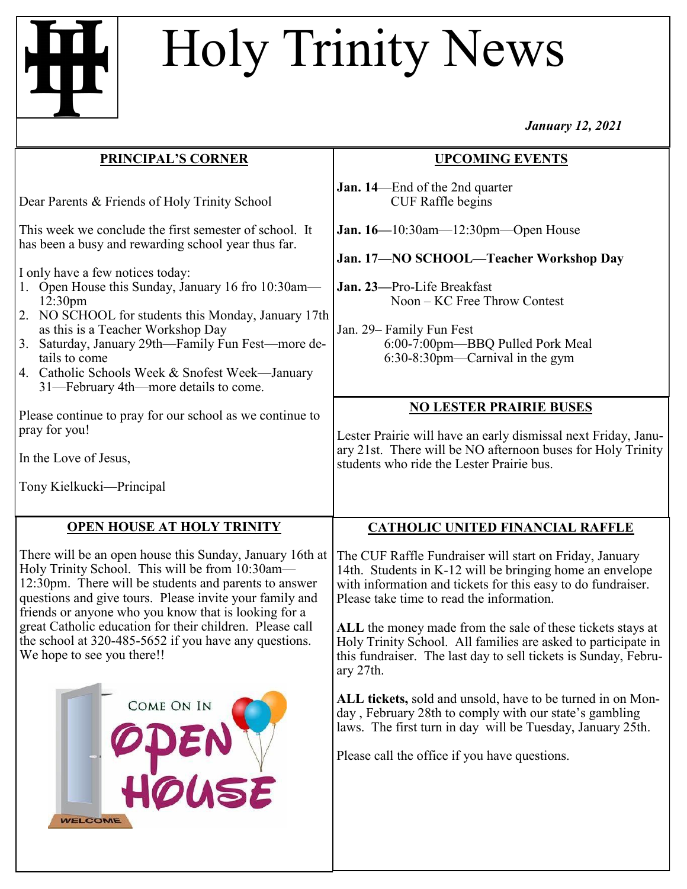# Holy Trinity News

*January 12, 2021*

## PRINCIPAL'S CORNER

Dear Parents & Friends of Holy Trinity School

This week we conclude the first semester of school. It has been a busy and rewarding school year thus far.

I only have a few notices today:

1. Open House this Sunday, January 16 fro 10:30am—12:30pm
2. NO SCHOOL for students this Monday, January 17th as this is a Teacher Workshop Day
3. Saturday, January 29th—Family Fun Fest—more details to come
4. Catholic Schools Week & Snofest Week—January 31—February 4th—more details to come.

Please continue to pray for our school as we continue to pray for you!

In the Love of Jesus,

Tony Kielkucki—Principal

## UPCOMING EVENTS

**Jan. 14**—End of the 2nd quarter
CUF Raffle begins

**Jan. 16—**10:30am—12:30pm—Open House

**Jan. 17—NO SCHOOL—Teacher Workshop Day**

**Jan. 23—**Pro-Life Breakfast
Noon – KC Free Throw Contest

Jan. 29– Family Fun Fest
6:00-7:00pm—BBQ Pulled Pork Meal
6:30-8:30pm—Carnival in the gym

## NO LESTER PRAIRIE BUSES

Lester Prairie will have an early dismissal next Friday, January 21st. There will be NO afternoon buses for Holy Trinity students who ride the Lester Prairie bus.

## OPEN HOUSE AT HOLY TRINITY

There will be an open house this Sunday, January 16th at Holy Trinity School. This will be from 10:30am—12:30pm. There will be students and parents to answer questions and give tours. Please invite your family and friends or anyone who you know that is looking for a great Catholic education for their children. Please call the school at 320-485-5652 if you have any questions. We hope to see you there!!

## CATHOLIC UNITED FINANCIAL RAFFLE

The CUF Raffle Fundraiser will start on Friday, January 14th. Students in K-12 will be bringing home an envelope with information and tickets for this easy to do fundraiser. Please take time to read the information.

**ALL** the money made from the sale of these tickets stays at Holy Trinity School. All families are asked to participate in this fundraiser. The last day to sell tickets is Sunday, February 27th.

**ALL tickets,** sold and unsold, have to be turned in on Monday , February 28th to comply with our state's gambling laws. The first turn in day will be Tuesday, January 25th.

Please call the office if you have questions.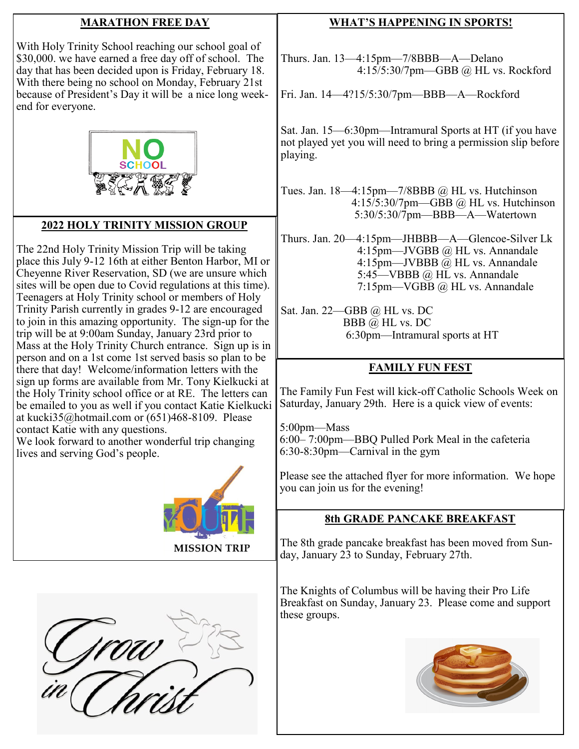## MARATHON FREE DAY

With Holy Trinity School reaching our school goal of $30,000. we have earned a free day off of school. The day that has been decided upon is Friday, February 18. With there being no school on Monday, February 21st because of President's Day it will be a nice long weekend for everyone.

## 2022 HOLY TRINITY MISSION GROUP

The 22nd Holy Trinity Mission Trip will be taking place this July 9-12 16th at either Benton Harbor, MI or Cheyenne River Reservation, SD (we are unsure which sites will be open due to Covid regulations at this time). Teenagers at Holy Trinity school or members of Holy Trinity Parish currently in grades 9-12 are encouraged to join in this amazing opportunity. The sign-up for the trip will be at 9:00am Sunday, January 23rd prior to Mass at the Holy Trinity Church entrance. Sign up is in person and on a 1st come 1st served basis so plan to be there that day! Welcome/information letters with the sign up forms are available from Mr. Tony Kielkucki at the Holy Trinity school office or at RE. The letters can be emailed to you as well if you contact Katie Kielkucki at kucki35@hotmail.com or (651)468-8109. Please contact Katie with any questions.
We look forward to another wonderful trip changing lives and serving God's people.

## WHAT'S HAPPENING IN SPORTS!

Thurs. Jan. 13—4:15pm—7/8BBB—A—Delano
4:15/5:30/7pm—GBB @ HL vs. Rockford

Fri. Jan. 14—4?15/5:30/7pm—BBB—A—Rockford

Sat. Jan. 15—6:30pm—Intramural Sports at HT (if you have not played yet you will need to bring a permission slip before playing.

Tues. Jan. 18—4:15pm—7/8BBB @ HL vs. Hutchinson
4:15/5:30/7pm—GBB @ HL vs. Hutchinson
5:30/5:30/7pm—BBB—A—Watertown

Thurs. Jan. 20—4:15pm—JHBBB—A—Glencoe-Silver Lk
4:15pm—JVGBB @ HL vs. Annandale
4:15pm—JVBBB @ HL vs. Annandale
5:45—VBBB @ HL vs. Annandale
7:15pm—VGBB @ HL vs. Annandale

Sat. Jan. 22—GBB @ HL vs. DC
BBB @ HL vs. DC
6:30pm—Intramural sports at HT

## FAMILY FUN FEST

The Family Fun Fest will kick-off Catholic Schools Week on Saturday, January 29th. Here is a quick view of events:

5:00pm—Mass
6:00– 7:00pm—BBQ Pulled Pork Meal in the cafeteria
6:30-8:30pm—Carnival in the gym

Please see the attached flyer for more information. We hope you can join us for the evening!

## 8th GRADE PANCAKE BREAKFAST

The 8th grade pancake breakfast has been moved from Sunday, January 23 to Sunday, February 27th.

The Knights of Columbus will be having their Pro Life Breakfast on Sunday, January 23. Please come and support these groups.